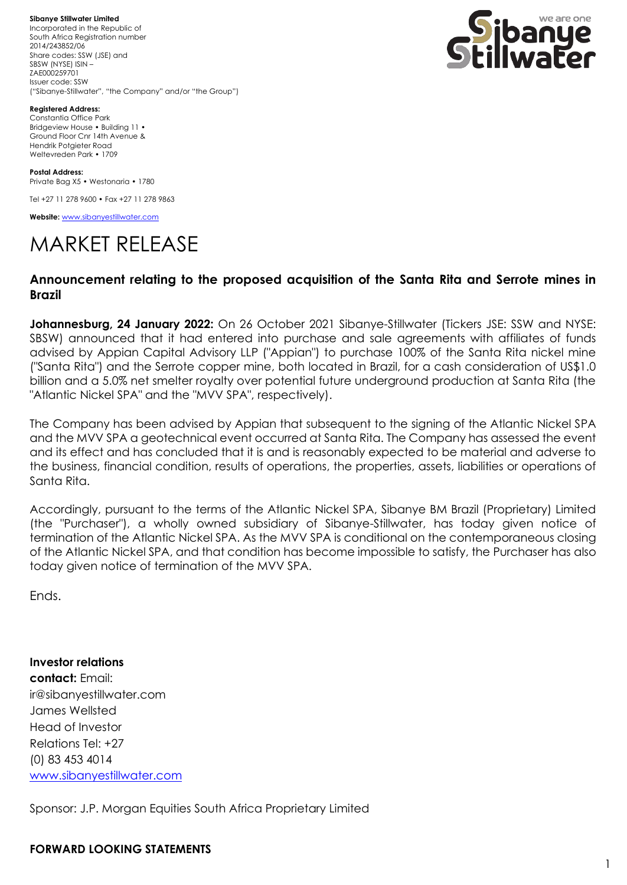**Sibanye Stillwater Limited**
Incorporated in the Republic of South Africa Registration number 2014/243852/06
Share codes: SSW (JSE) and SBSW (NYSE) ISIN – ZAE000259701
Issuer code: SSW
("Sibanye-Stillwater", "the Company" and/or "the Group")

**Registered Address:**
Constantia Office Park
Bridgeview House • Building 11 • Ground Floor Cnr 14th Avenue & Hendrik Potgieter Road
Weltevreden Park • 1709

**Postal Address:**
Private Bag X5 • Westonaria • 1780

Tel +27 11 278 9600 • Fax +27 11 278 9863

**Website:** www.sibanyestillwater.com

# MARKET RELEASE

## Announcement relating to the proposed acquisition of the Santa Rita and Serrote mines in Brazil

**Johannesburg, 24 January 2022:** On 26 October 2021 Sibanye-Stillwater (Tickers JSE: SSW and NYSE: SBSW) announced that it had entered into purchase and sale agreements with affiliates of funds advised by Appian Capital Advisory LLP ("Appian") to purchase 100% of the Santa Rita nickel mine ("Santa Rita") and the Serrote copper mine, both located in Brazil, for a cash consideration of US$1.0 billion and a 5.0% net smelter royalty over potential future underground production at Santa Rita (the "Atlantic Nickel SPA" and the "MVV SPA", respectively).

The Company has been advised by Appian that subsequent to the signing of the Atlantic Nickel SPA and the MVV SPA a geotechnical event occurred at Santa Rita. The Company has assessed the event and its effect and has concluded that it is and is reasonably expected to be material and adverse to the business, financial condition, results of operations, the properties, assets, liabilities or operations of Santa Rita.

Accordingly, pursuant to the terms of the Atlantic Nickel SPA, Sibanye BM Brazil (Proprietary) Limited (the "Purchaser"), a wholly owned subsidiary of Sibanye-Stillwater, has today given notice of termination of the Atlantic Nickel SPA. As the MVV SPA is conditional on the contemporaneous closing of the Atlantic Nickel SPA, and that condition has become impossible to satisfy, the Purchaser has also today given notice of termination of the MVV SPA.

Ends.

**Investor relations contact:** Email: ir@sibanyestillwater.com
James Wellsted
Head of Investor Relations Tel: +27 (0) 83 453 4014
www.sibanyestillwater.com

Sponsor: J.P. Morgan Equities South Africa Proprietary Limited

**FORWARD LOOKING STATEMENTS**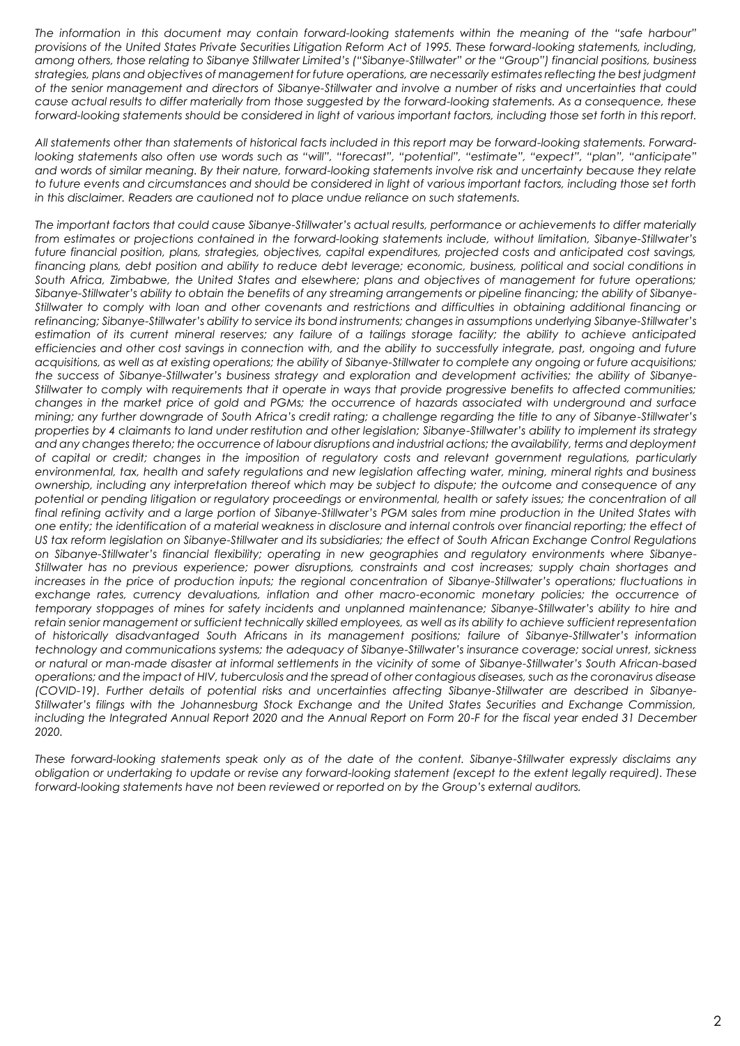*The information in this document may contain forward-looking statements within the meaning of the "safe harbour" provisions of the United States Private Securities Litigation Reform Act of 1995. These forward-looking statements, including, among others, those relating to Sibanye Stillwater Limited's ("Sibanye-Stillwater" or the "Group") financial positions, business strategies, plans and objectives of management for future operations, are necessarily estimates reflecting the best judgment of the senior management and directors of Sibanye-Stillwater and involve a number of risks and uncertainties that could cause actual results to differ materially from those suggested by the forward-looking statements. As a consequence, these forward-looking statements should be considered in light of various important factors, including those set forth in this report.*

*All statements other than statements of historical facts included in this report may be forward-looking statements. Forward-looking statements also often use words such as "will", "forecast", "potential", "estimate", "expect", "plan", "anticipate" and words of similar meaning. By their nature, forward-looking statements involve risk and uncertainty because they relate to future events and circumstances and should be considered in light of various important factors, including those set forth in this disclaimer. Readers are cautioned not to place undue reliance on such statements.*

*The important factors that could cause Sibanye-Stillwater's actual results, performance or achievements to differ materially from estimates or projections contained in the forward-looking statements include, without limitation, Sibanye-Stillwater's future financial position, plans, strategies, objectives, capital expenditures, projected costs and anticipated cost savings, financing plans, debt position and ability to reduce debt leverage; economic, business, political and social conditions in South Africa, Zimbabwe, the United States and elsewhere; plans and objectives of management for future operations; Sibanye-Stillwater's ability to obtain the benefits of any streaming arrangements or pipeline financing; the ability of Sibanye-Stillwater to comply with loan and other covenants and restrictions and difficulties in obtaining additional financing or refinancing; Sibanye-Stillwater's ability to service its bond instruments; changes in assumptions underlying Sibanye-Stillwater's estimation of its current mineral reserves; any failure of a tailings storage facility; the ability to achieve anticipated efficiencies and other cost savings in connection with, and the ability to successfully integrate, past, ongoing and future acquisitions, as well as at existing operations; the ability of Sibanye-Stillwater to complete any ongoing or future acquisitions; the success of Sibanye-Stillwater's business strategy and exploration and development activities; the ability of Sibanye-Stillwater to comply with requirements that it operate in ways that provide progressive benefits to affected communities; changes in the market price of gold and PGMs; the occurrence of hazards associated with underground and surface mining; any further downgrade of South Africa's credit rating; a challenge regarding the title to any of Sibanye-Stillwater's properties by 4 claimants to land under restitution and other legislation; Sibanye-Stillwater's ability to implement its strategy and any changes thereto; the occurrence of labour disruptions and industrial actions; the availability, terms and deployment of capital or credit; changes in the imposition of regulatory costs and relevant government regulations, particularly environmental, tax, health and safety regulations and new legislation affecting water, mining, mineral rights and business ownership, including any interpretation thereof which may be subject to dispute; the outcome and consequence of any potential or pending litigation or regulatory proceedings or environmental, health or safety issues; the concentration of all final refining activity and a large portion of Sibanye-Stillwater's PGM sales from mine production in the United States with one entity; the identification of a material weakness in disclosure and internal controls over financial reporting; the effect of US tax reform legislation on Sibanye-Stillwater and its subsidiaries; the effect of South African Exchange Control Regulations on Sibanye-Stillwater's financial flexibility; operating in new geographies and regulatory environments where Sibanye-Stillwater has no previous experience; power disruptions, constraints and cost increases; supply chain shortages and increases in the price of production inputs; the regional concentration of Sibanye-Stillwater's operations; fluctuations in exchange rates, currency devaluations, inflation and other macro-economic monetary policies; the occurrence of temporary stoppages of mines for safety incidents and unplanned maintenance; Sibanye-Stillwater's ability to hire and retain senior management or sufficient technically skilled employees, as well as its ability to achieve sufficient representation of historically disadvantaged South Africans in its management positions; failure of Sibanye-Stillwater's information technology and communications systems; the adequacy of Sibanye-Stillwater's insurance coverage; social unrest, sickness or natural or man-made disaster at informal settlements in the vicinity of some of Sibanye-Stillwater's South African-based operations; and the impact of HIV, tuberculosis and the spread of other contagious diseases, such as the coronavirus disease (COVID-19). Further details of potential risks and uncertainties affecting Sibanye-Stillwater are described in Sibanye-Stillwater's filings with the Johannesburg Stock Exchange and the United States Securities and Exchange Commission, including the Integrated Annual Report 2020 and the Annual Report on Form 20-F for the fiscal year ended 31 December 2020.*

*These forward-looking statements speak only as of the date of the content. Sibanye-Stillwater expressly disclaims any obligation or undertaking to update or revise any forward-looking statement (except to the extent legally required). These forward-looking statements have not been reviewed or reported on by the Group's external auditors.*